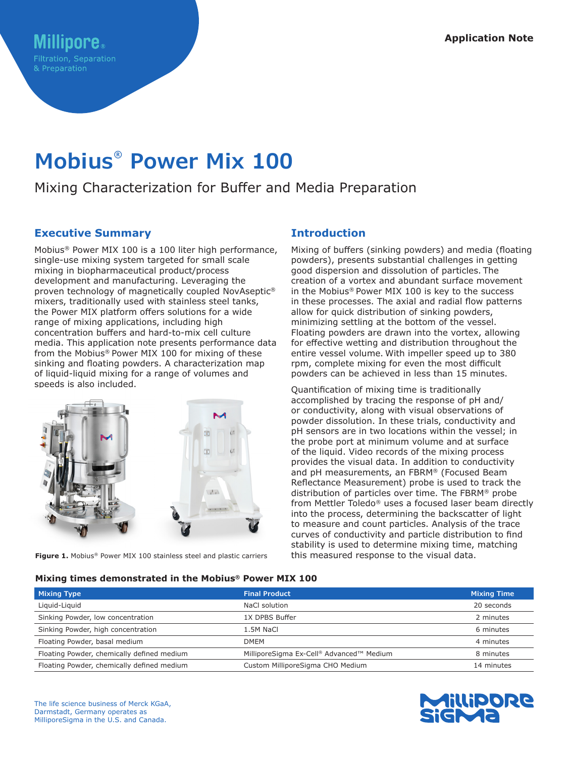Application Note

# Mobius® Power Mix 100

Mixing Characterization for Buffer and Media Preparation

## Executive Summary

Mobius® Power MIX 100 is a 100 liter high performance, single-use mixing system targeted for small scale mixing in biopharmaceutical product/process development and manufacturing. Leveraging the proven technology of magnetically coupled NovAseptic® mixers, traditionally used with stainless steel tanks, the Power MIX platform offers solutions for a wide range of mixing applications, including high concentration buffers and hard-to-mix cell culture media. This application note presents performance data from the Mobius® Power MIX 100 for mixing of these sinking and floating powders. A characterization map of liquid-liquid mixing for a range of volumes and speeds is also included.

**Figure 1.** Mobius® Power MIX 100 stainless steel and plastic carriers

## Introduction

Mixing of buffers (sinking powders) and media (floating powders), presents substantial challenges in getting good dispersion and dissolution of particles. The creation of a vortex and abundant surface movement in the Mobius® Power MIX 100 is key to the success in these processes. The axial and radial flow patterns allow for quick distribution of sinking powders, minimizing settling at the bottom of the vessel. Floating powders are drawn into the vortex, allowing for effective wetting and distribution throughout the entire vessel volume. With impeller speed up to 380 rpm, complete mixing for even the most difficult powders can be achieved in less than 15 minutes.

Quantification of mixing time is traditionally accomplished by tracing the response of pH and/or conductivity, along with visual observations of powder dissolution. In these trials, conductivity and pH sensors are in two locations within the vessel; in the probe port at minimum volume and at surface of the liquid. Video records of the mixing process provides the visual data. In addition to conductivity and pH measurements, an FBRM® (Focused Beam Reflectance Measurement) probe is used to track the distribution of particles over time. The FBRM® probe from Mettler Toledo® uses a focused laser beam directly into the process, determining the backscatter of light to measure and count particles. Analysis of the trace curves of conductivity and particle distribution to find stability is used to determine mixing time, matching this measured response to the visual data.

### Mixing times demonstrated in the Mobius® Power MIX 100

| Mixing Type | Final Product | Mixing Time |
| --- | --- | --- |
| Liquid-Liquid | NaCl solution | 20 seconds |
| Sinking Powder, low concentration | 1X DPBS Buffer | 2 minutes |
| Sinking Powder, high concentration | 1.5M NaCl | 6 minutes |
| Floating Powder, basal medium | DMEM | 4 minutes |
| Floating Powder, chemically defined medium | MilliporeSigma Ex-Cell® Advanced™ Medium | 8 minutes |
| Floating Powder, chemically defined medium | Custom MilliporeSigma CHO Medium | 14 minutes |

The life science business of Merck KGaA, Darmstadt, Germany operates as MilliporeSigma in the U.S. and Canada.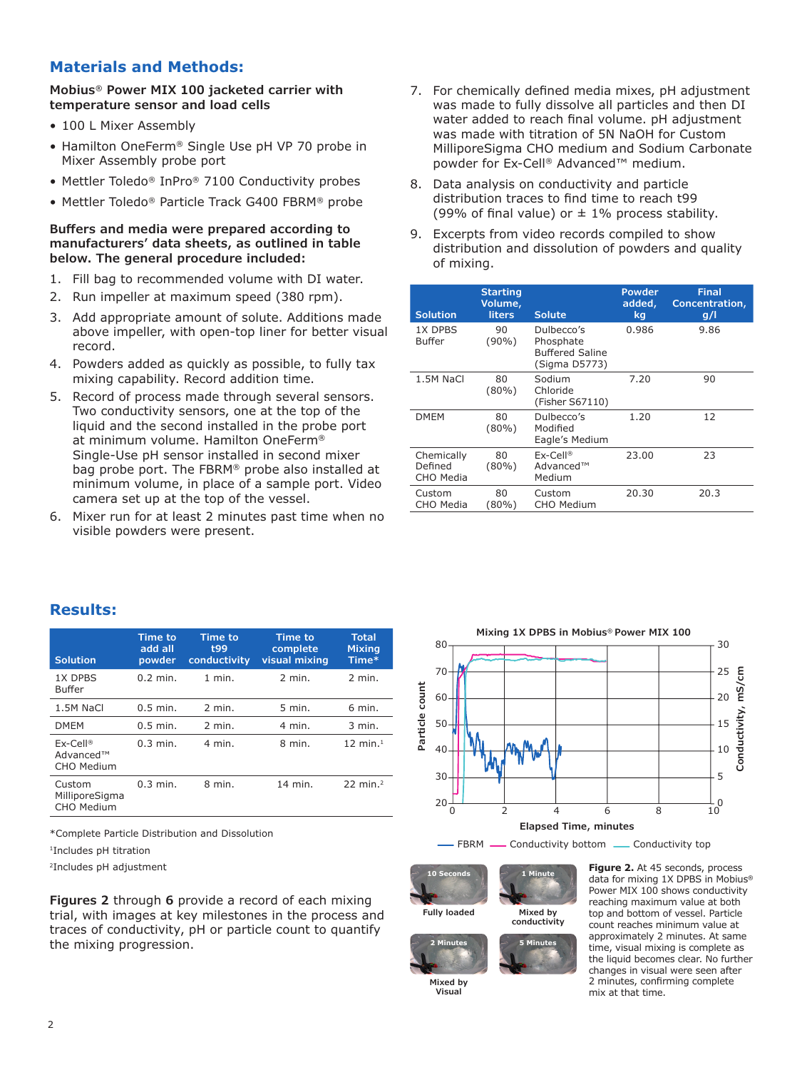## Materials and Methods:

**Mobius® Power MIX 100 jacketed carrier with temperature sensor and load cells**

- 100 L Mixer Assembly
- Hamilton OneFerm® Single Use pH VP 70 probe in Mixer Assembly probe port
- Mettler Toledo® InPro® 7100 Conductivity probes
- Mettler Toledo® Particle Track G400 FBRM® probe

**Buffers and media were prepared according to manufacturers' data sheets, as outlined in table below. The general procedure included:**

1. Fill bag to recommended volume with DI water.
2. Run impeller at maximum speed (380 rpm).
3. Add appropriate amount of solute. Additions made above impeller, with open-top liner for better visual record.
4. Powders added as quickly as possible, to fully tax mixing capability. Record addition time.
5. Record of process made through several sensors. Two conductivity sensors, one at the top of the liquid and the second installed in the probe port at minimum volume. Hamilton OneFerm® Single-Use pH sensor installed in second mixer bag probe port. The FBRM® probe also installed at minimum volume, in place of a sample port. Video camera set up at the top of the vessel.
6. Mixer run for at least 2 minutes past time when no visible powders were present.
7. For chemically defined media mixes, pH adjustment was made to fully dissolve all particles and then DI water added to reach final volume. pH adjustment was made with titration of 5N NaOH for Custom MilliporeSigma CHO medium and Sodium Carbonate powder for Ex-Cell® Advanced™ medium.
8. Data analysis on conductivity and particle distribution traces to find time to reach t99 (99% of final value) or ± 1% process stability.
9. Excerpts from video records compiled to show distribution and dissolution of powders and quality of mixing.

| Solution | Starting Volume, liters | Solute | Powder added, kg | Final Concentration, g/l |
|---|---|---|---|---|
| 1X DPBS Buffer | 90 (90%) | Dulbecco's Phosphate Buffered Saline (Sigma D5773) | 0.986 | 9.86 |
| 1.5M NaCl | 80 (80%) | Sodium Chloride (Fisher S67110) | 7.20 | 90 |
| DMEM | 80 (80%) | Dulbecco's Modified Eagle's Medium | 1.20 | 12 |
| Chemically Defined CHO Media | 80 (80%) | Ex-Cell® Advanced™ Medium | 23.00 | 23 |
| Custom CHO Media | 80 (80%) | Custom CHO Medium | 20.30 | 20.3 |

## Results:

| Solution | Time to add all powder | Time to t99 conductivity | Time to complete visual mixing | Total Mixing Time* |
|---|---|---|---|---|
| 1X DPBS Buffer | 0.2 min. | 1 min. | 2 min. | 2 min. |
| 1.5M NaCl | 0.5 min. | 2 min. | 5 min. | 6 min. |
| DMEM | 0.5 min. | 2 min. | 4 min. | 3 min. |
| Ex-Cell® Advanced™ CHO Medium | 0.3 min. | 4 min. | 8 min. | 12 min.[1] |
| Custom MilliporeSigma CHO Medium | 0.3 min. | 8 min. | 14 min. | 22 min.[2] |

*Complete Particle Distribution and Dissolution

[1]Includes pH titration

[2]Includes pH adjustment

**Figures 2** through **6** provide a record of each mixing trial, with images at key milestones in the process and traces of conductivity, pH or particle count to quantify the mixing progression.

**Figure 2.** At 45 seconds, process data for mixing 1X DPBS in Mobius® Power MIX 100 shows conductivity reaching maximum value at both top and bottom of vessel. Particle count reaches minimum value at approximately 2 minutes. At same time, visual mixing is complete as the liquid becomes clear. No further changes in visual were seen after 2 minutes, confirming complete mix at that time.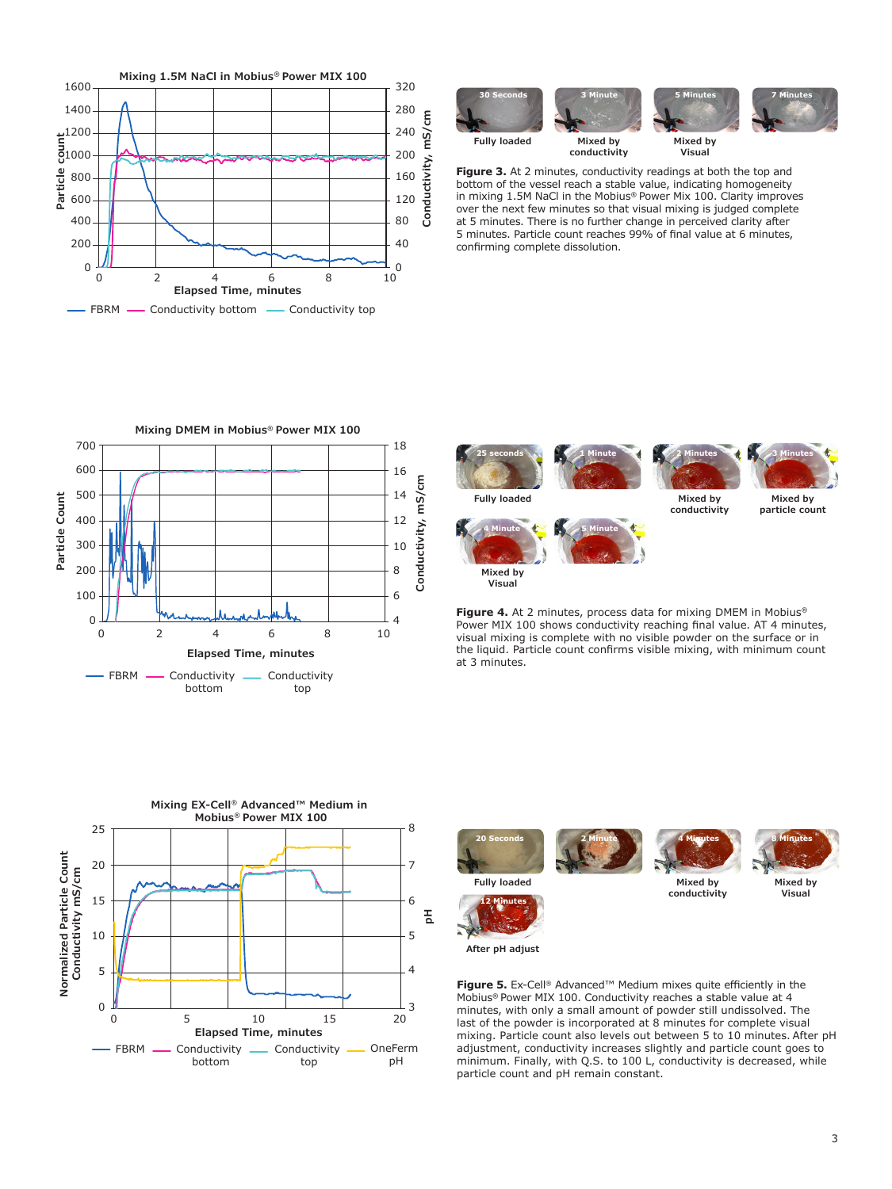Mixing 1.5M NaCl in Mobius® Power MIX 100

30 Seconds — Fully loaded
3 Minute — Mixed by conductivity
5 Minutes — Mixed by Visual
7 Minutes

**Figure 3.** At 2 minutes, conductivity readings at both the top and bottom of the vessel reach a stable value, indicating homogeneity in mixing 1.5M NaCl in the Mobius® Power Mix 100. Clarity improves over the next few minutes so that visual mixing is judged complete at 5 minutes. There is no further change in perceived clarity after 5 minutes. Particle count reaches 99% of final value at 6 minutes, confirming complete dissolution.

Mixing DMEM in Mobius® Power MIX 100

25 seconds — Fully loaded
1 Minute
2 Minutes — Mixed by conductivity
3 Minutes — Mixed by particle count
4 Minute — Mixed by Visual
5 Minute

**Figure 4.** At 2 minutes, process data for mixing DMEM in Mobius® Power MIX 100 shows conductivity reaching final value. AT 4 minutes, visual mixing is complete with no visible powder on the surface or in the liquid. Particle count confirms visible mixing, with minimum count at 3 minutes.

Mixing EX-Cell® Advanced™ Medium in Mobius® Power MIX 100

20 Seconds — Fully loaded
2 Minute
4 Minutes — Mixed by conductivity
8 Minutes — Mixed by Visual
12 Minutes — After pH adjust

**Figure 5.** Ex-Cell® Advanced™ Medium mixes quite efficiently in the Mobius® Power MIX 100. Conductivity reaches a stable value at 4 minutes, with only a small amount of powder still undissolved. The last of the powder is incorporated at 8 minutes for complete visual mixing. Particle count also levels out between 5 to 10 minutes. After pH adjustment, conductivity increases slightly and particle count goes to minimum. Finally, with Q.S. to 100 L, conductivity is decreased, while particle count and pH remain constant.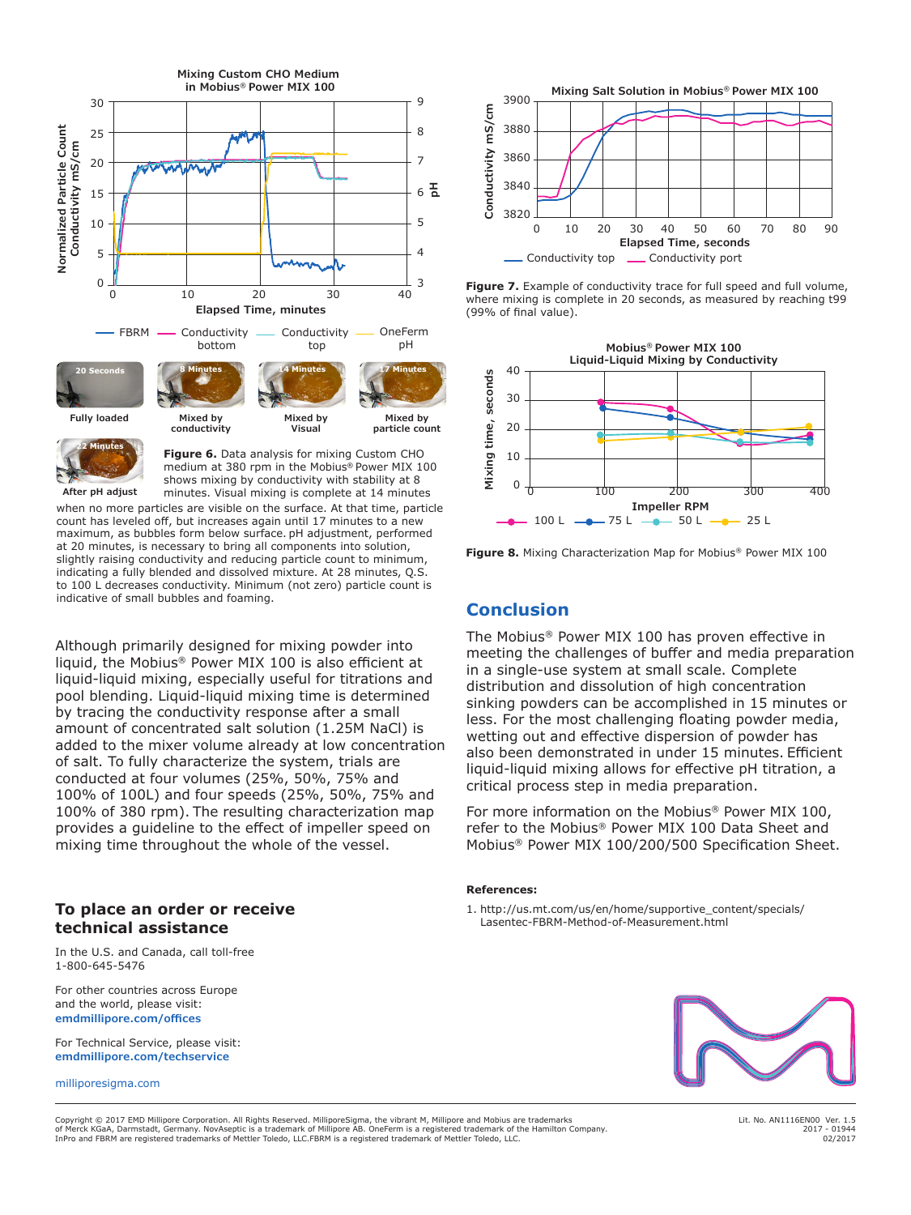Mixing Custom CHO Medium in Mobius® Power MIX 100

Normalized Particle Count / Conductivity mS/cm: 0, 5, 10, 15, 20, 25, 30

pH: 3, 4, 5, 6, 7, 8, 9

Elapsed Time, minutes: 0, 10, 20, 30, 40

FBRM — Conductivity bottom — Conductivity top — OneFerm pH

20 Seconds — Fully loaded

8 Minutes — Mixed by conductivity

14 Minutes — Mixed by Visual

17 Minutes — Mixed by particle count

22 Minutes — After pH adjust

**Figure 6.** Data analysis for mixing Custom CHO medium at 380 rpm in the Mobius® Power MIX 100 shows mixing by conductivity with stability at 8 minutes. Visual mixing is complete at 14 minutes when no more particles are visible on the surface. At that time, particle count has leveled off, but increases again until 17 minutes to a new maximum, as bubbles form below surface. pH adjustment, performed at 20 minutes, is necessary to bring all components into solution, slightly raising conductivity and reducing particle count to minimum, indicating a fully blended and dissolved mixture. At 28 minutes, Q.S. to 100 L decreases conductivity. Minimum (not zero) particle count is indicative of small bubbles and foaming.

Although primarily designed for mixing powder into liquid, the Mobius® Power MIX 100 is also efficient at liquid-liquid mixing, especially useful for titrations and pool blending. Liquid-liquid mixing time is determined by tracing the conductivity response after a small amount of concentrated salt solution (1.25M NaCl) is added to the mixer volume already at low concentration of salt. To fully characterize the system, trials are conducted at four volumes (25%, 50%, 75% and 100% of 100L) and four speeds (25%, 50%, 75% and 100% of 380 rpm). The resulting characterization map provides a guideline to the effect of impeller speed on mixing time throughout the whole of the vessel.

Mixing Salt Solution in Mobius® Power MIX 100

Conductivity mS/cm: 3820, 3840, 3860, 3880, 3900

Elapsed Time, seconds: 0, 10, 20, 30, 40, 50, 60, 70, 80, 90

Conductivity top — Conductivity port

**Figure 7.** Example of conductivity trace for full speed and full volume, where mixing is complete in 20 seconds, as measured by reaching t99 (99% of final value).

Mobius® Power MIX 100 Liquid-Liquid Mixing by Conductivity

Mixing time, seconds: 0, 10, 20, 30, 40

Impeller RPM: 0, 100, 200, 300, 400

100 L — 75 L — 50 L — 25 L

**Figure 8.** Mixing Characterization Map for Mobius® Power MIX 100

## Conclusion

The Mobius® Power MIX 100 has proven effective in meeting the challenges of buffer and media preparation in a single-use system at small scale. Complete distribution and dissolution of high concentration sinking powders can be accomplished in 15 minutes or less. For the most challenging floating powder media, wetting out and effective dispersion of powder has also been demonstrated in under 15 minutes. Efficient liquid-liquid mixing allows for effective pH titration, a critical process step in media preparation.

For more information on the Mobius® Power MIX 100, refer to the Mobius® Power MIX 100 Data Sheet and Mobius® Power MIX 100/200/500 Specification Sheet.

**References:**

1. http://us.mt.com/us/en/home/supportive_content/specials/Lasentec-FBRM-Method-of-Measurement.html

## To place an order or receive technical assistance

In the U.S. and Canada, call toll-free 1-800-645-5476

For other countries across Europe and the world, please visit: **emdmillipore.com/offices**

For Technical Service, please visit: **emdmillipore.com/techservice**

milliporesigma.com

Copyright © 2017 EMD Millipore Corporation. All Rights Reserved. MilliporeSigma, the vibrant M, Millipore and Mobius are trademarks of Merck KGaA, Darmstadt, Germany. NovAseptic is a trademark of Millipore AB. OneFerm is a registered trademark of the Hamilton Company. InPro and FBRM are registered trademarks of Mettler Toledo, LLC.FBRM is a registered trademark of Mettler Toledo, LLC.

Lit. No. AN1116EN00 Ver. 1.5
2017 - 01944
02/2017